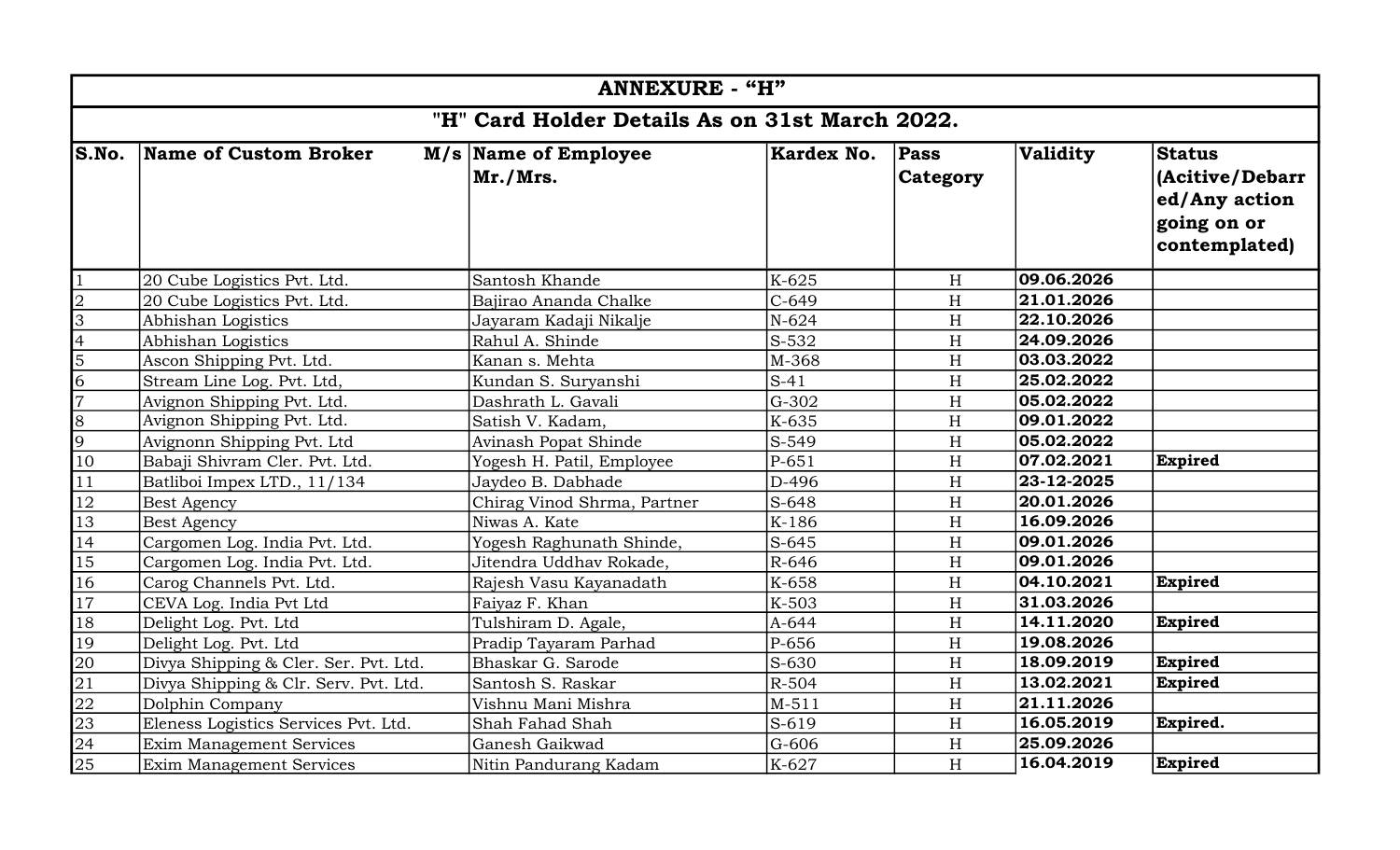# ANNEXURE - “H”

## "H" Card Holder Details As on 31st March 2022.

| S.No. | Name of Custom Broker M/s | Name of Employee Mr./Mrs. | Kardex No. | Pass Category | Validity | Status (Acitive/Debarred/Any action going on or contemplated) |
|---|---|---|---|---|---|---|
| 1 | 20 Cube Logistics Pvt. Ltd. | Santosh Khande | K-625 | H | **09.06.2026** | |
| 2 | 20 Cube Logistics Pvt. Ltd. | Bajirao Ananda Chalke | C-649 | H | **21.01.2026** | |
| 3 | Abhishan Logistics | Jayaram Kadaji Nikalje | N-624 | H | **22.10.2026** | |
| 4 | Abhishan Logistics | Rahul A. Shinde | S-532 | H | **24.09.2026** | |
| 5 | Ascon Shipping Pvt. Ltd. | Kanan s. Mehta | M-368 | H | **03.03.2022** | |
| 6 | Stream Line Log. Pvt. Ltd, | Kundan S. Suryanshi | S-41 | H | **25.02.2022** | |
| 7 | Avignon Shipping Pvt. Ltd. | Dashrath L. Gavali | G-302 | H | **05.02.2022** | |
| 8 | Avignon Shipping Pvt. Ltd. | Satish V. Kadam, | K-635 | H | **09.01.2022** | |
| 9 | Avignonn Shipping Pvt. Ltd | Avinash Popat Shinde | S-549 | H | **05.02.2022** | |
| 10 | Babaji Shivram Cler. Pvt. Ltd. | Yogesh H. Patil, Employee | P-651 | H | **07.02.2021** | **Expired** |
| 11 | Batliboi Impex LTD., 11/134 | Jaydeo B. Dabhade | D-496 | H | **23-12-2025** | |
| 12 | Best Agency | Chirag Vinod Shrma, Partner | S-648 | H | **20.01.2026** | |
| 13 | Best Agency | Niwas A. Kate | K-186 | H | **16.09.2026** | |
| 14 | Cargomen Log. India Pvt. Ltd. | Yogesh Raghunath Shinde, | S-645 | H | **09.01.2026** | |
| 15 | Cargomen Log. India Pvt. Ltd. | Jitendra Uddhav Rokade, | R-646 | H | **09.01.2026** | |
| 16 | Carog Channels Pvt. Ltd. | Rajesh Vasu Kayanadath | K-658 | H | **04.10.2021** | **Expired** |
| 17 | CEVA Log. India Pvt Ltd | Faiyaz F. Khan | K-503 | H | **31.03.2026** | |
| 18 | Delight Log. Pvt. Ltd | Tulshiram D. Agale, | A-644 | H | **14.11.2020** | **Expired** |
| 19 | Delight Log. Pvt. Ltd | Pradip Tayaram Parhad | P-656 | H | **19.08.2026** | |
| 20 | Divya Shipping & Cler. Ser. Pvt. Ltd. | Bhaskar G. Sarode | S-630 | H | **18.09.2019** | **Expired** |
| 21 | Divya Shipping & Clr. Serv. Pvt. Ltd. | Santosh S. Raskar | R-504 | H | **13.02.2021** | **Expired** |
| 22 | Dolphin Company | Vishnu Mani Mishra | M-511 | H | **21.11.2026** | |
| 23 | Eleness Logistics Services Pvt. Ltd. | Shah Fahad Shah | S-619 | H | **16.05.2019** | **Expired.** |
| 24 | Exim Management Services | Ganesh Gaikwad | G-606 | H | **25.09.2026** | |
| 25 | Exim Management Services | Nitin Pandurang Kadam | K-627 | H | **16.04.2019** | **Expired** |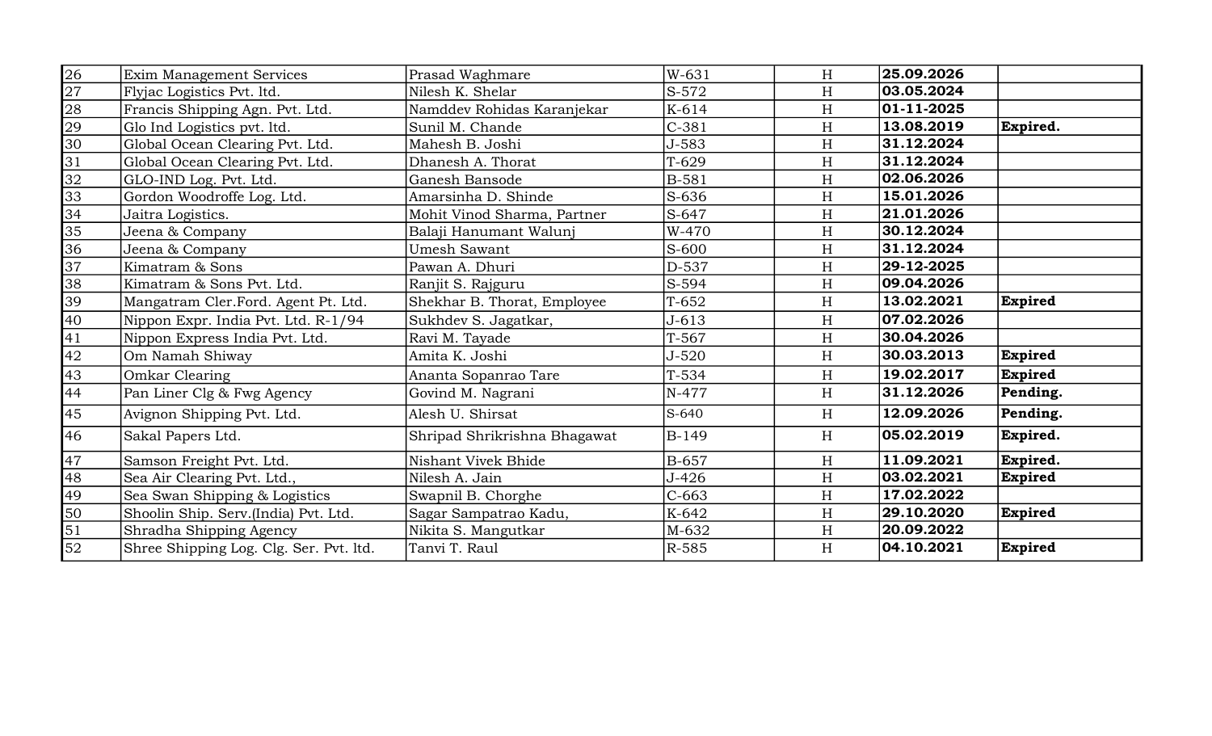| | | | | | | |
|---|---|---|---|---|---|---|
| 26 | Exim Management Services | Prasad Waghmare | W-631 | H | **25.09.2026** | |
| 27 | Flyjac Logistics Pvt. ltd. | Nilesh K. Shelar | S-572 | H | **03.05.2024** | |
| 28 | Francis Shipping Agn. Pvt. Ltd. | Namddev Rohidas Karanjekar | K-614 | H | **01-11-2025** | |
| 29 | Glo Ind Logistics pvt. ltd. | Sunil M. Chande | C-381 | H | **13.08.2019** | **Expired.** |
| 30 | Global Ocean Clearing Pvt. Ltd. | Mahesh B. Joshi | J-583 | H | **31.12.2024** | |
| 31 | Global Ocean Clearing Pvt. Ltd. | Dhanesh A. Thorat | T-629 | H | **31.12.2024** | |
| 32 | GLO-IND Log. Pvt. Ltd. | Ganesh Bansode | B-581 | H | **02.06.2026** | |
| 33 | Gordon Woodroffe Log. Ltd. | Amarsinha D. Shinde | S-636 | H | **15.01.2026** | |
| 34 | Jaitra Logistics. | Mohit Vinod Sharma, Partner | S-647 | H | **21.01.2026** | |
| 35 | Jeena & Company | Balaji Hanumant Walunj | W-470 | H | **30.12.2024** | |
| 36 | Jeena & Company | Umesh Sawant | S-600 | H | **31.12.2024** | |
| 37 | Kimatram & Sons | Pawan A. Dhuri | D-537 | H | **29-12-2025** | |
| 38 | Kimatram & Sons Pvt. Ltd. | Ranjit S. Rajguru | S-594 | H | **09.04.2026** | |
| 39 | Mangatram Cler.Ford. Agent Pt. Ltd. | Shekhar B. Thorat, Employee | T-652 | H | **13.02.2021** | **Expired** |
| 40 | Nippon Expr. India Pvt. Ltd. R-1/94 | Sukhdev S. Jagatkar, | J-613 | H | **07.02.2026** | |
| 41 | Nippon Express India Pvt. Ltd. | Ravi M. Tayade | T-567 | H | **30.04.2026** | |
| 42 | Om Namah Shiway | Amita K. Joshi | J-520 | H | **30.03.2013** | **Expired** |
| 43 | Omkar Clearing | Ananta Sopanrao Tare | T-534 | H | **19.02.2017** | **Expired** |
| 44 | Pan Liner Clg & Fwg Agency | Govind M. Nagrani | N-477 | H | **31.12.2026** | **Pending.** |
| 45 | Avignon Shipping Pvt. Ltd. | Alesh U. Shirsat | S-640 | H | **12.09.2026** | **Pending.** |
| 46 | Sakal Papers Ltd. | Shripad Shrikrishna Bhagawat | B-149 | H | **05.02.2019** | **Expired.** |
| 47 | Samson Freight Pvt. Ltd. | Nishant Vivek Bhide | B-657 | H | **11.09.2021** | **Expired.** |
| 48 | Sea Air Clearing Pvt. Ltd., | Nilesh A. Jain | J-426 | H | **03.02.2021** | **Expired** |
| 49 | Sea Swan Shipping & Logistics | Swapnil B. Chorghe | C-663 | H | **17.02.2022** | |
| 50 | Shoolin Ship. Serv.(India) Pvt. Ltd. | Sagar Sampatrao Kadu, | K-642 | H | **29.10.2020** | **Expired** |
| 51 | Shradha Shipping Agency | Nikita S. Mangutkar | M-632 | H | **20.09.2022** | |
| 52 | Shree Shipping Log. Clg. Ser. Pvt. ltd. | Tanvi T. Raul | R-585 | H | **04.10.2021** | **Expired** |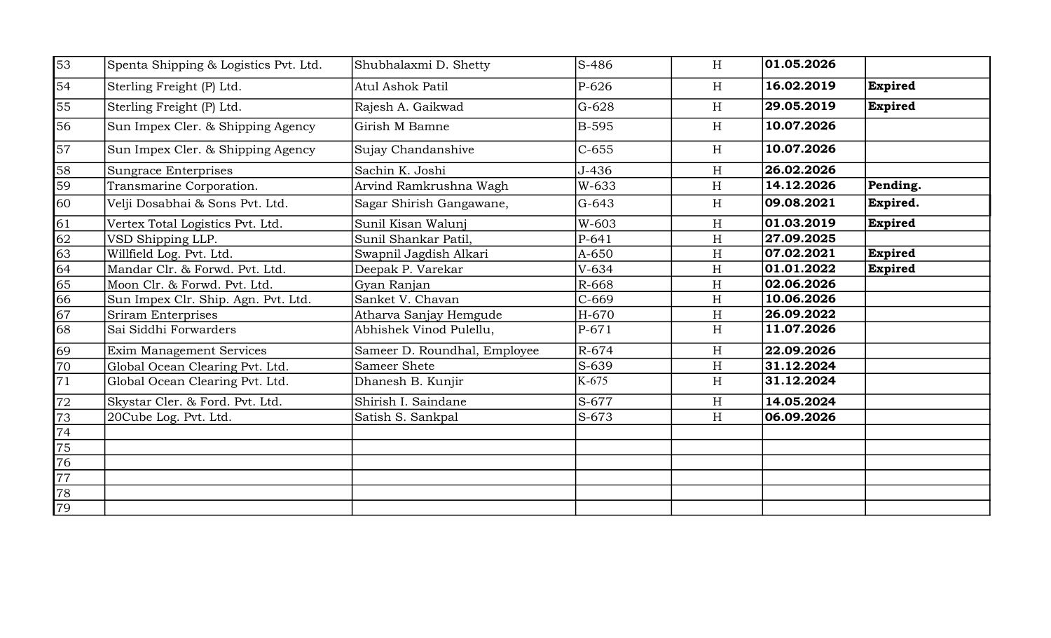| | | | | | | |
|---|---|---|---|---|---|---|
| 53 | Spenta Shipping & Logistics Pvt. Ltd. | Shubhalaxmi D. Shetty | S-486 | H | **01.05.2026** | |
| 54 | Sterling Freight (P) Ltd. | Atul Ashok Patil | P-626 | H | **16.02.2019** | **Expired** |
| 55 | Sterling Freight (P) Ltd. | Rajesh A. Gaikwad | G-628 | H | **29.05.2019** | **Expired** |
| 56 | Sun Impex Cler. & Shipping Agency | Girish M Bamne | B-595 | H | **10.07.2026** | |
| 57 | Sun Impex Cler. & Shipping Agency | Sujay Chandanshive | C-655 | H | **10.07.2026** | |
| 58 | Sungrace Enterprises | Sachin K. Joshi | J-436 | H | **26.02.2026** | |
| 59 | Transmarine Corporation. | Arvind Ramkrushna Wagh | W-633 | H | **14.12.2026** | **Pending.** |
| 60 | Velji Dosabhai & Sons Pvt. Ltd. | Sagar Shirish Gangawane, | G-643 | H | **09.08.2021** | **Expired.** |
| 61 | Vertex Total Logistics Pvt. Ltd. | Sunil Kisan Walunj | W-603 | H | **01.03.2019** | **Expired** |
| 62 | VSD Shipping LLP. | Sunil Shankar Patil, | P-641 | H | **27.09.2025** | |
| 63 | Willfield Log. Pvt. Ltd. | Swapnil Jagdish Alkari | A-650 | H | **07.02.2021** | **Expired** |
| 64 | Mandar Clr. & Forwd. Pvt. Ltd. | Deepak P. Varekar | V-634 | H | **01.01.2022** | **Expired** |
| 65 | Moon Clr. & Forwd. Pvt. Ltd. | Gyan Ranjan | R-668 | H | **02.06.2026** | |
| 66 | Sun Impex Clr. Ship. Agn. Pvt. Ltd. | Sanket V. Chavan | C-669 | H | **10.06.2026** | |
| 67 | Sriram Enterprises | Atharva Sanjay Hemgude | H-670 | H | **26.09.2022** | |
| 68 | Sai Siddhi Forwarders | Abhishek Vinod Pulellu, | P-671 | H | **11.07.2026** | |
| 69 | Exim Management Services | Sameer D. Roundhal, Employee | R-674 | H | **22.09.2026** | |
| 70 | Global Ocean Clearing Pvt. Ltd. | Sameer Shete | S-639 | H | **31.12.2024** | |
| 71 | Global Ocean Clearing Pvt. Ltd. | Dhanesh B. Kunjir | K-675 | H | **31.12.2024** | |
| 72 | Skystar Cler. & Ford. Pvt. Ltd. | Shirish I. Saindane | S-677 | H | **14.05.2024** | |
| 73 | 20Cube Log. Pvt. Ltd. | Satish S. Sankpal | S-673 | H | **06.09.2026** | |
| 74 | | | | | | |
| 75 | | | | | | |
| 76 | | | | | | |
| 77 | | | | | | |
| 78 | | | | | | |
| 79 | | | | | | |